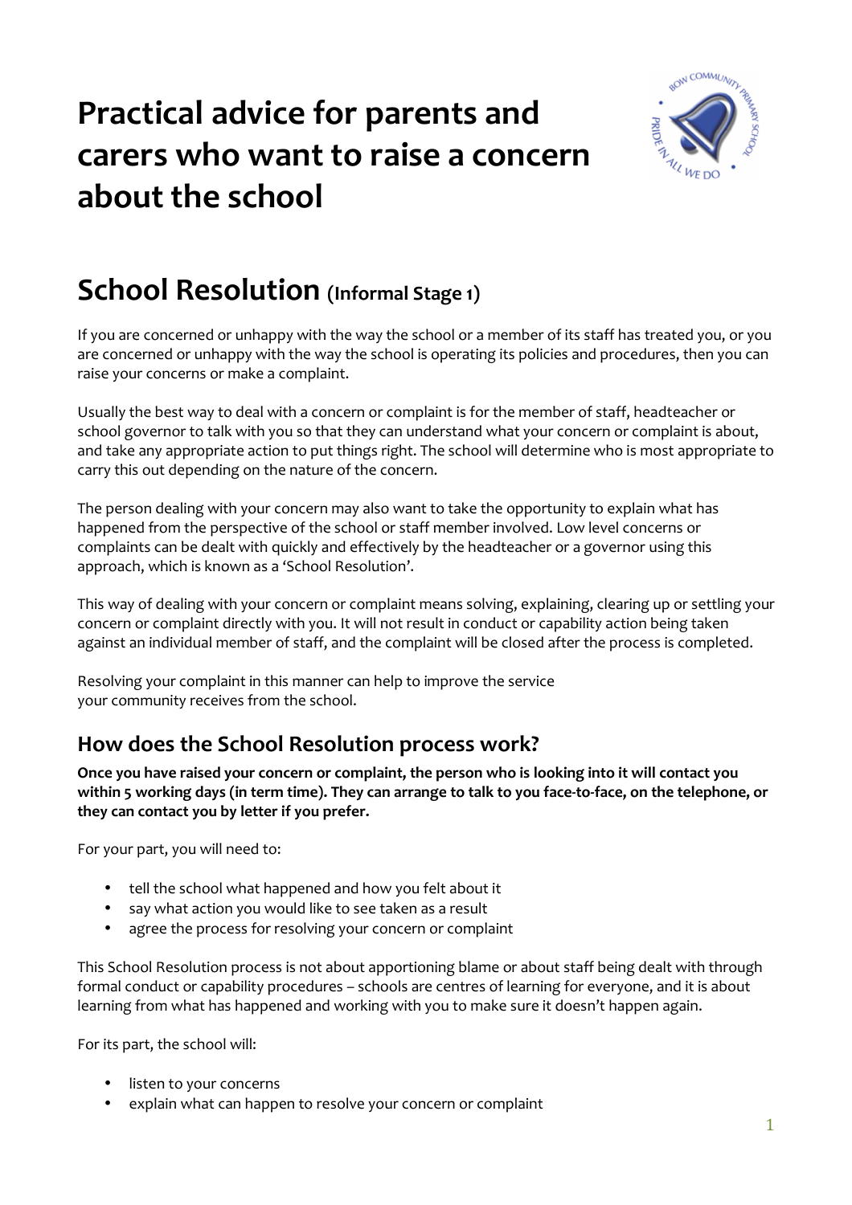# Practical advice for parents and carers who want to raise a concern about the school

## School Resolution (Informal Stage 1)

If you are concerned or unhappy with the way the school or a member of its staff has treated you, or you are concerned or unhappy with the way the school is operating its policies and procedures, then you can raise your concerns or make a complaint.

Usually the best way to deal with a concern or complaint is for the member of staff, headteacher or school governor to talk with you so that they can understand what your concern or complaint is about, and take any appropriate action to put things right. The school will determine who is most appropriate to carry this out depending on the nature of the concern.

The person dealing with your concern may also want to take the opportunity to explain what has happened from the perspective of the school or staff member involved. Low level concerns or complaints can be dealt with quickly and effectively by the headteacher or a governor using this approach, which is known as a 'School Resolution'.

This way of dealing with your concern or complaint means solving, explaining, clearing up or settling your concern or complaint directly with you. It will not result in conduct or capability action being taken against an individual member of staff, and the complaint will be closed after the process is completed.

Resolving your complaint in this manner can help to improve the service your community receives from the school.

### How does the School Resolution process work?

**Once you have raised your concern or complaint, the person who is looking into it will contact you within 5 working days (in term time). They can arrange to talk to you face-to-face, on the telephone, or they can contact you by letter if you prefer.**

For your part, you will need to:

- tell the school what happened and how you felt about it
- say what action you would like to see taken as a result
- agree the process for resolving your concern or complaint

This School Resolution process is not about apportioning blame or about staff being dealt with through formal conduct or capability procedures – schools are centres of learning for everyone, and it is about learning from what has happened and working with you to make sure it doesn't happen again.

For its part, the school will:

- listen to your concerns
- explain what can happen to resolve your concern or complaint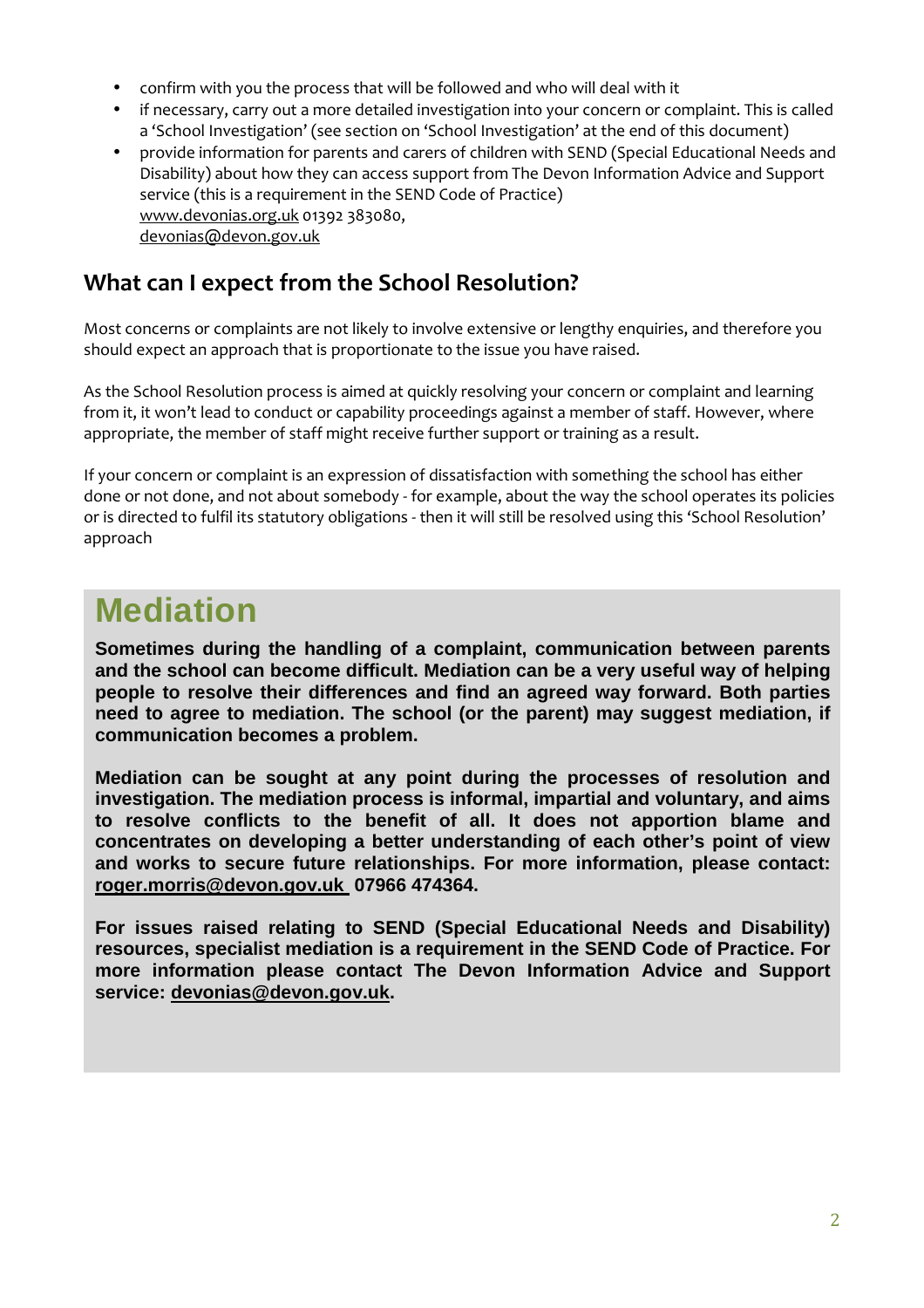- confirm with you the process that will be followed and who will deal with it
- if necessary, carry out a more detailed investigation into your concern or complaint. This is called a 'School Investigation' (see section on 'School Investigation' at the end of this document)
- provide information for parents and carers of children with SEND (Special Educational Needs and Disability) about how they can access support from The Devon Information Advice and Support service (this is a requirement in the SEND Code of Practice)
  www.devonias.org.uk 01392 383080,
  devonias@devon.gov.uk

## What can I expect from the School Resolution?

Most concerns or complaints are not likely to involve extensive or lengthy enquiries, and therefore you should expect an approach that is proportionate to the issue you have raised.

As the School Resolution process is aimed at quickly resolving your concern or complaint and learning from it, it won't lead to conduct or capability proceedings against a member of staff. However, where appropriate, the member of staff might receive further support or training as a result.

If your concern or complaint is an expression of dissatisfaction with something the school has either done or not done, and not about somebody - for example, about the way the school operates its policies or is directed to fulfil its statutory obligations - then it will still be resolved using this 'School Resolution' approach

# Mediation

**Sometimes during the handling of a complaint, communication between parents and the school can become difficult. Mediation can be a very useful way of helping people to resolve their differences and find an agreed way forward. Both parties need to agree to mediation. The school (or the parent) may suggest mediation, if communication becomes a problem.**

**Mediation can be sought at any point during the processes of resolution and investigation. The mediation process is informal, impartial and voluntary, and aims to resolve conflicts to the benefit of all. It does not apportion blame and concentrates on developing a better understanding of each other's point of view and works to secure future relationships. For more information, please contact: roger.morris@devon.gov.uk 07966 474364.**

**For issues raised relating to SEND (Special Educational Needs and Disability) resources, specialist mediation is a requirement in the SEND Code of Practice. For more information please contact The Devon Information Advice and Support service: devonias@devon.gov.uk.**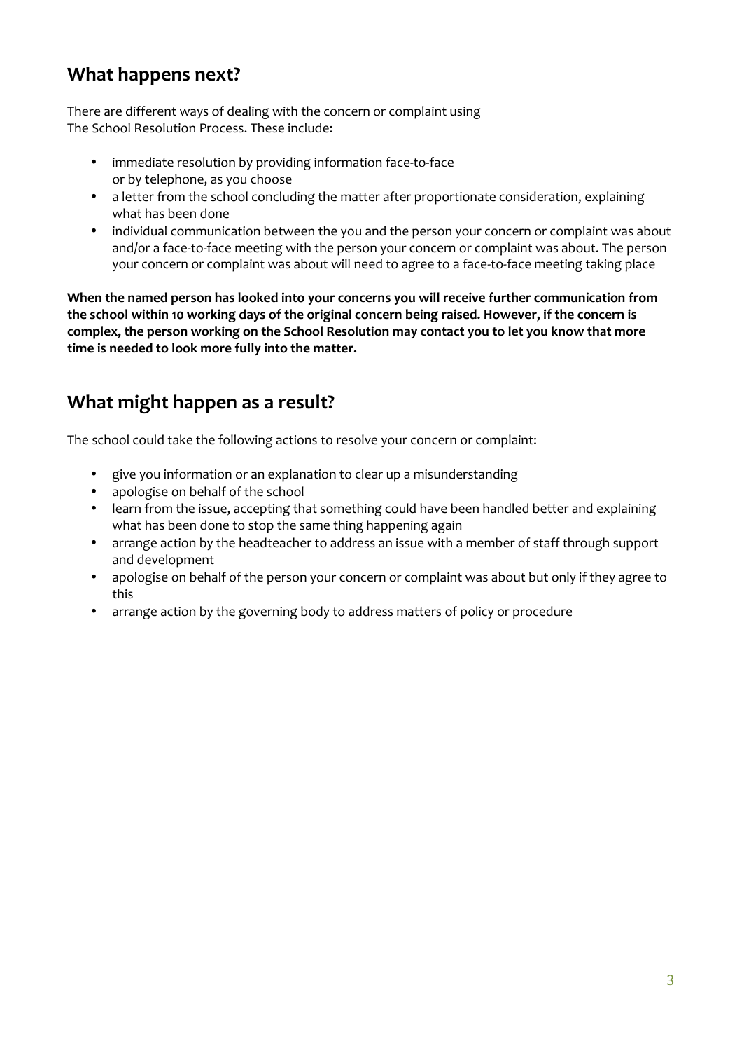## What happens next?

There are different ways of dealing with the concern or complaint using The School Resolution Process. These include:

- immediate resolution by providing information face-to-face or by telephone, as you choose
- a letter from the school concluding the matter after proportionate consideration, explaining what has been done
- individual communication between the you and the person your concern or complaint was about and/or a face-to-face meeting with the person your concern or complaint was about. The person your concern or complaint was about will need to agree to a face-to-face meeting taking place

**When the named person has looked into your concerns you will receive further communication from the school within 10 working days of the original concern being raised. However, if the concern is complex, the person working on the School Resolution may contact you to let you know that more time is needed to look more fully into the matter.**

## What might happen as a result?

The school could take the following actions to resolve your concern or complaint:

- give you information or an explanation to clear up a misunderstanding
- apologise on behalf of the school
- learn from the issue, accepting that something could have been handled better and explaining what has been done to stop the same thing happening again
- arrange action by the headteacher to address an issue with a member of staff through support and development
- apologise on behalf of the person your concern or complaint was about but only if they agree to this
- arrange action by the governing body to address matters of policy or procedure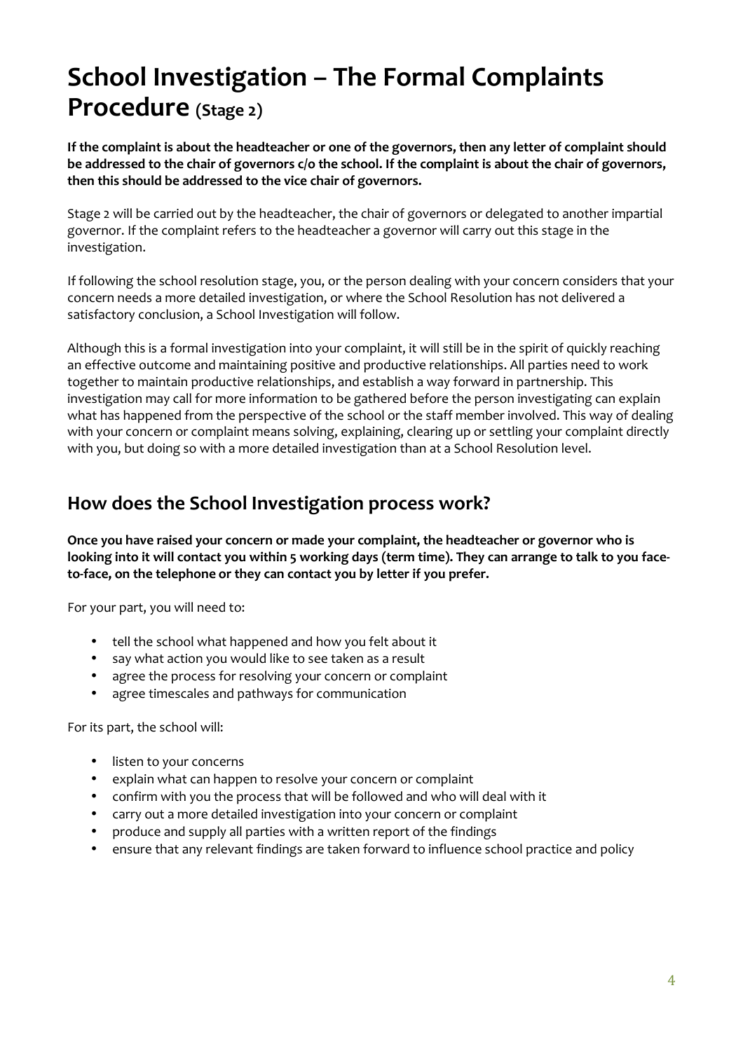# School Investigation – The Formal Complaints Procedure (Stage 2)

**If the complaint is about the headteacher or one of the governors, then any letter of complaint should be addressed to the chair of governors c/o the school. If the complaint is about the chair of governors, then this should be addressed to the vice chair of governors.**

Stage 2 will be carried out by the headteacher, the chair of governors or delegated to another impartial governor. If the complaint refers to the headteacher a governor will carry out this stage in the investigation.

If following the school resolution stage, you, or the person dealing with your concern considers that your concern needs a more detailed investigation, or where the School Resolution has not delivered a satisfactory conclusion, a School Investigation will follow.

Although this is a formal investigation into your complaint, it will still be in the spirit of quickly reaching an effective outcome and maintaining positive and productive relationships. All parties need to work together to maintain productive relationships, and establish a way forward in partnership. This investigation may call for more information to be gathered before the person investigating can explain what has happened from the perspective of the school or the staff member involved. This way of dealing with your concern or complaint means solving, explaining, clearing up or settling your complaint directly with you, but doing so with a more detailed investigation than at a School Resolution level.

## How does the School Investigation process work?

**Once you have raised your concern or made your complaint, the headteacher or governor who is looking into it will contact you within 5 working days (term time). They can arrange to talk to you face-to-face, on the telephone or they can contact you by letter if you prefer.**

For your part, you will need to:

- tell the school what happened and how you felt about it
- say what action you would like to see taken as a result
- agree the process for resolving your concern or complaint
- agree timescales and pathways for communication

For its part, the school will:

- listen to your concerns
- explain what can happen to resolve your concern or complaint
- confirm with you the process that will be followed and who will deal with it
- carry out a more detailed investigation into your concern or complaint
- produce and supply all parties with a written report of the findings
- ensure that any relevant findings are taken forward to influence school practice and policy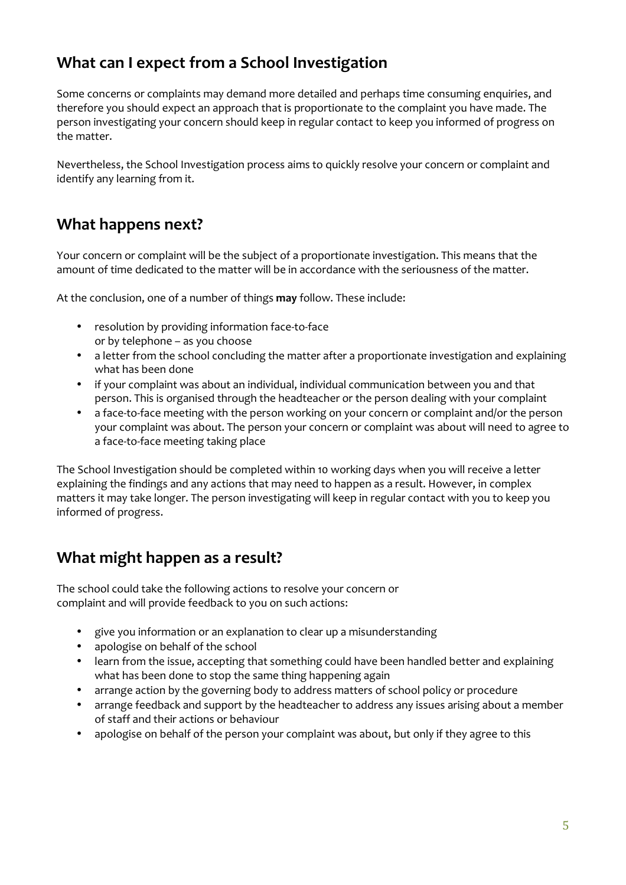## What can I expect from a School Investigation

Some concerns or complaints may demand more detailed and perhaps time consuming enquiries, and therefore you should expect an approach that is proportionate to the complaint you have made. The person investigating your concern should keep in regular contact to keep you informed of progress on the matter.

Nevertheless, the School Investigation process aims to quickly resolve your concern or complaint and identify any learning from it.

## What happens next?

Your concern or complaint will be the subject of a proportionate investigation. This means that the amount of time dedicated to the matter will be in accordance with the seriousness of the matter.

At the conclusion, one of a number of things **may** follow. These include:

- resolution by providing information face-to-face or by telephone – as you choose
- a letter from the school concluding the matter after a proportionate investigation and explaining what has been done
- if your complaint was about an individual, individual communication between you and that person. This is organised through the headteacher or the person dealing with your complaint
- a face-to-face meeting with the person working on your concern or complaint and/or the person your complaint was about. The person your concern or complaint was about will need to agree to a face-to-face meeting taking place

The School Investigation should be completed within 10 working days when you will receive a letter explaining the findings and any actions that may need to happen as a result. However, in complex matters it may take longer. The person investigating will keep in regular contact with you to keep you informed of progress.

## What might happen as a result?

The school could take the following actions to resolve your concern or complaint and will provide feedback to you on such actions:

- give you information or an explanation to clear up a misunderstanding
- apologise on behalf of the school
- learn from the issue, accepting that something could have been handled better and explaining what has been done to stop the same thing happening again
- arrange action by the governing body to address matters of school policy or procedure
- arrange feedback and support by the headteacher to address any issues arising about a member of staff and their actions or behaviour
- apologise on behalf of the person your complaint was about, but only if they agree to this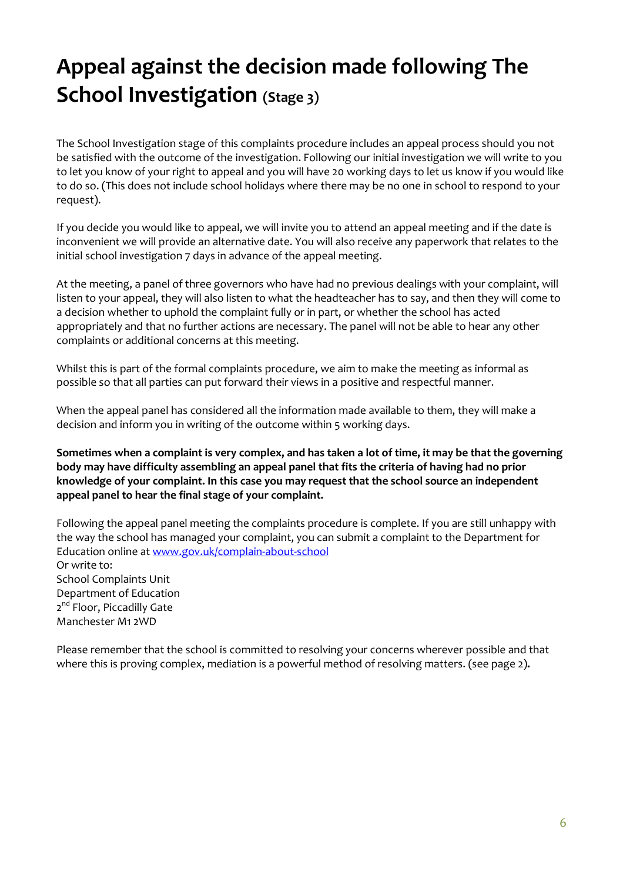# Appeal against the decision made following The School Investigation (Stage 3)

The School Investigation stage of this complaints procedure includes an appeal process should you not be satisfied with the outcome of the investigation. Following our initial investigation we will write to you to let you know of your right to appeal and you will have 20 working days to let us know if you would like to do so. (This does not include school holidays where there may be no one in school to respond to your request).

If you decide you would like to appeal, we will invite you to attend an appeal meeting and if the date is inconvenient we will provide an alternative date. You will also receive any paperwork that relates to the initial school investigation 7 days in advance of the appeal meeting.

At the meeting, a panel of three governors who have had no previous dealings with your complaint, will listen to your appeal, they will also listen to what the headteacher has to say, and then they will come to a decision whether to uphold the complaint fully or in part, or whether the school has acted appropriately and that no further actions are necessary. The panel will not be able to hear any other complaints or additional concerns at this meeting.

Whilst this is part of the formal complaints procedure, we aim to make the meeting as informal as possible so that all parties can put forward their views in a positive and respectful manner.

When the appeal panel has considered all the information made available to them, they will make a decision and inform you in writing of the outcome within 5 working days.

**Sometimes when a complaint is very complex, and has taken a lot of time, it may be that the governing body may have difficulty assembling an appeal panel that fits the criteria of having had no prior knowledge of your complaint. In this case you may request that the school source an independent appeal panel to hear the final stage of your complaint.**

Following the appeal panel meeting the complaints procedure is complete. If you are still unhappy with the way the school has managed your complaint, you can submit a complaint to the Department for Education online at [www.gov.uk/complain-about-school](http://www.gov.uk/complain-about-school)
Or write to:
School Complaints Unit
Department of Education
2nd Floor, Piccadilly Gate
Manchester M1 2WD

Please remember that the school is committed to resolving your concerns wherever possible and that where this is proving complex, mediation is a powerful method of resolving matters. (see page 2).